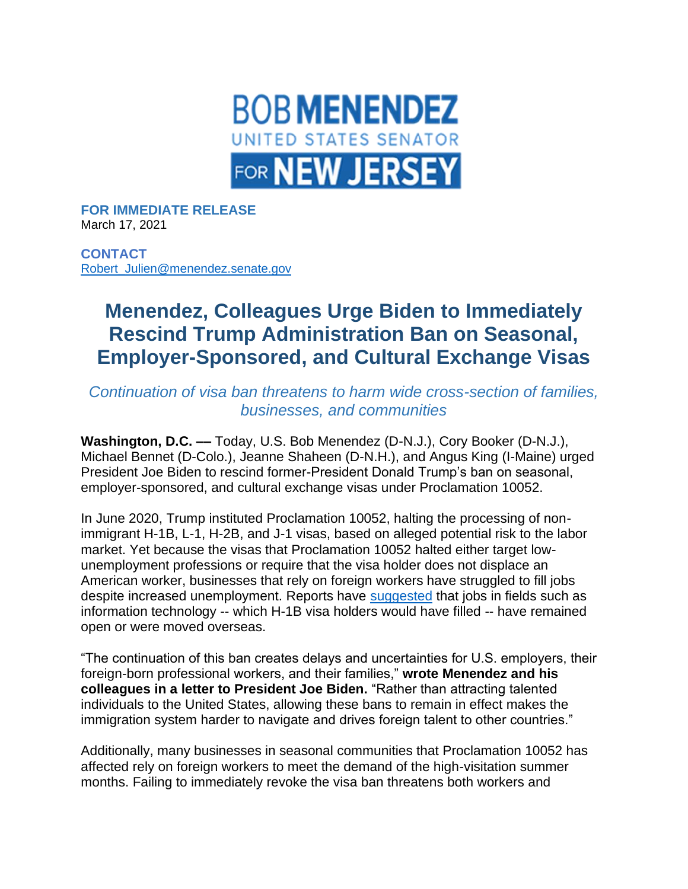**BOB MENENDEZ**
UNITED STATES SENATOR
**FOR NEW JERSEY**

**FOR IMMEDIATE RELEASE**
March 17, 2021

**CONTACT**
[Robert_Julien@menendez.senate.gov](mailto:Robert_Julien@menendez.senate.gov)

# Menendez, Colleagues Urge Biden to Immediately Rescind Trump Administration Ban on Seasonal, Employer-Sponsored, and Cultural Exchange Visas

*Continuation of visa ban threatens to harm wide cross-section of families, businesses, and communities*

**Washington, D.C. ––** Today, U.S. Bob Menendez (D-N.J.), Cory Booker (D-N.J.), Michael Bennet (D-Colo.), Jeanne Shaheen (D-N.H.), and Angus King (I-Maine) urged President Joe Biden to rescind former-President Donald Trump's ban on seasonal, employer-sponsored, and cultural exchange visas under Proclamation 10052.

In June 2020, Trump instituted Proclamation 10052, halting the processing of non-immigrant H-1B, L-1, H-2B, and J-1 visas, based on alleged potential risk to the labor market. Yet because the visas that Proclamation 10052 halted either target low-unemployment professions or require that the visa holder does not displace an American worker, businesses that rely on foreign workers have struggled to fill jobs despite increased unemployment. Reports have suggested that jobs in fields such as information technology -- which H-1B visa holders would have filled -- have remained open or were moved overseas.

"The continuation of this ban creates delays and uncertainties for U.S. employers, their foreign-born professional workers, and their families," **wrote Menendez and his colleagues in a letter to President Joe Biden.** "Rather than attracting talented individuals to the United States, allowing these bans to remain in effect makes the immigration system harder to navigate and drives foreign talent to other countries."

Additionally, many businesses in seasonal communities that Proclamation 10052 has affected rely on foreign workers to meet the demand of the high-visitation summer months. Failing to immediately revoke the visa ban threatens both workers and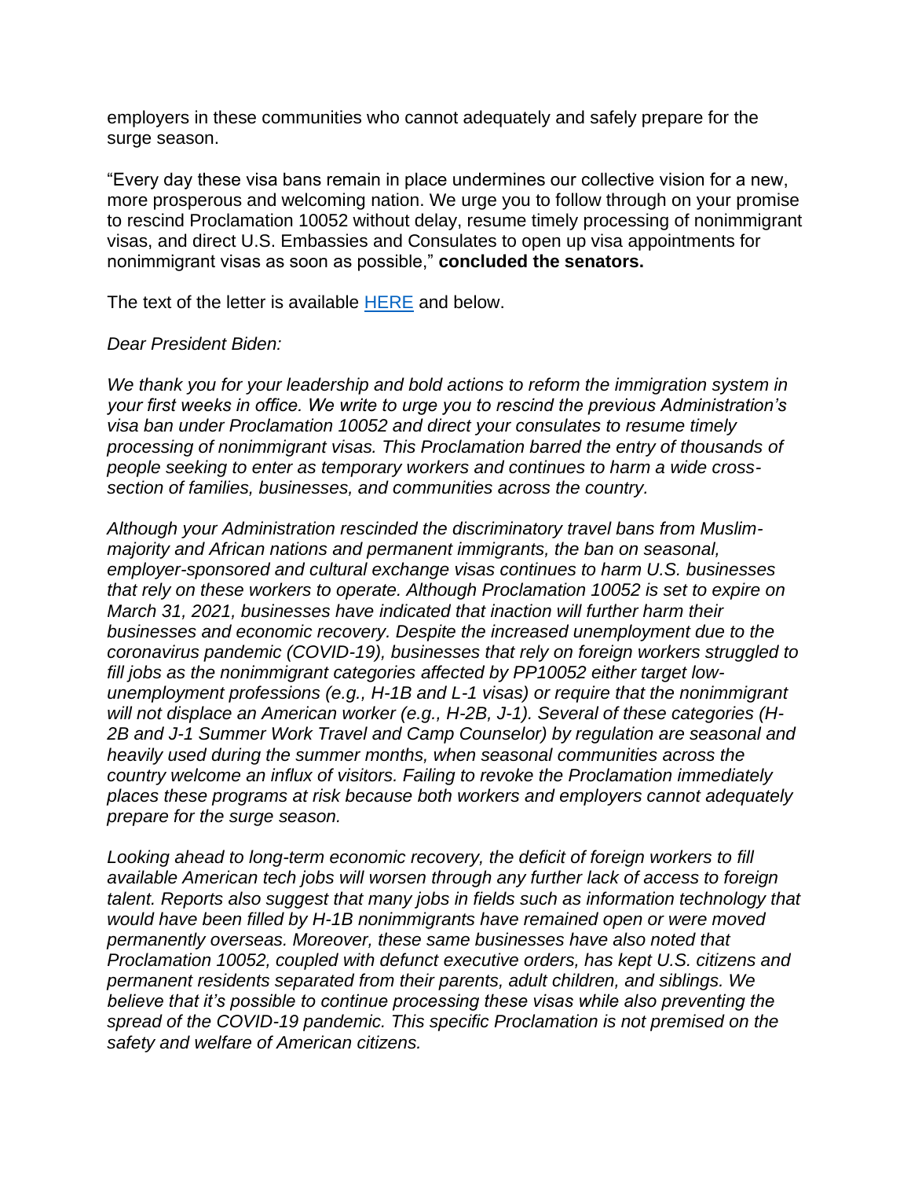employers in these communities who cannot adequately and safely prepare for the surge season.

"Every day these visa bans remain in place undermines our collective vision for a new, more prosperous and welcoming nation. We urge you to follow through on your promise to rescind Proclamation 10052 without delay, resume timely processing of nonimmigrant visas, and direct U.S. Embassies and Consulates to open up visa appointments for nonimmigrant visas as soon as possible," **concluded the senators.**

The text of the letter is available [HERE] and below.

*Dear President Biden:*

*We thank you for your leadership and bold actions to reform the immigration system in your first weeks in office. We write to urge you to rescind the previous Administration's visa ban under Proclamation 10052 and direct your consulates to resume timely processing of nonimmigrant visas. This Proclamation barred the entry of thousands of people seeking to enter as temporary workers and continues to harm a wide cross-section of families, businesses, and communities across the country.*

*Although your Administration rescinded the discriminatory travel bans from Muslim-majority and African nations and permanent immigrants, the ban on seasonal, employer-sponsored and cultural exchange visas continues to harm U.S. businesses that rely on these workers to operate. Although Proclamation 10052 is set to expire on March 31, 2021, businesses have indicated that inaction will further harm their businesses and economic recovery. Despite the increased unemployment due to the coronavirus pandemic (COVID-19), businesses that rely on foreign workers struggled to fill jobs as the nonimmigrant categories affected by PP10052 either target low-unemployment professions (e.g., H-1B and L-1 visas) or require that the nonimmigrant will not displace an American worker (e.g., H-2B, J-1). Several of these categories (H-2B and J-1 Summer Work Travel and Camp Counselor) by regulation are seasonal and heavily used during the summer months, when seasonal communities across the country welcome an influx of visitors. Failing to revoke the Proclamation immediately places these programs at risk because both workers and employers cannot adequately prepare for the surge season.*

*Looking ahead to long-term economic recovery, the deficit of foreign workers to fill available American tech jobs will worsen through any further lack of access to foreign talent. Reports also suggest that many jobs in fields such as information technology that would have been filled by H-1B nonimmigrants have remained open or were moved permanently overseas. Moreover, these same businesses have also noted that Proclamation 10052, coupled with defunct executive orders, has kept U.S. citizens and permanent residents separated from their parents, adult children, and siblings. We believe that it's possible to continue processing these visas while also preventing the spread of the COVID-19 pandemic. This specific Proclamation is not premised on the safety and welfare of American citizens.*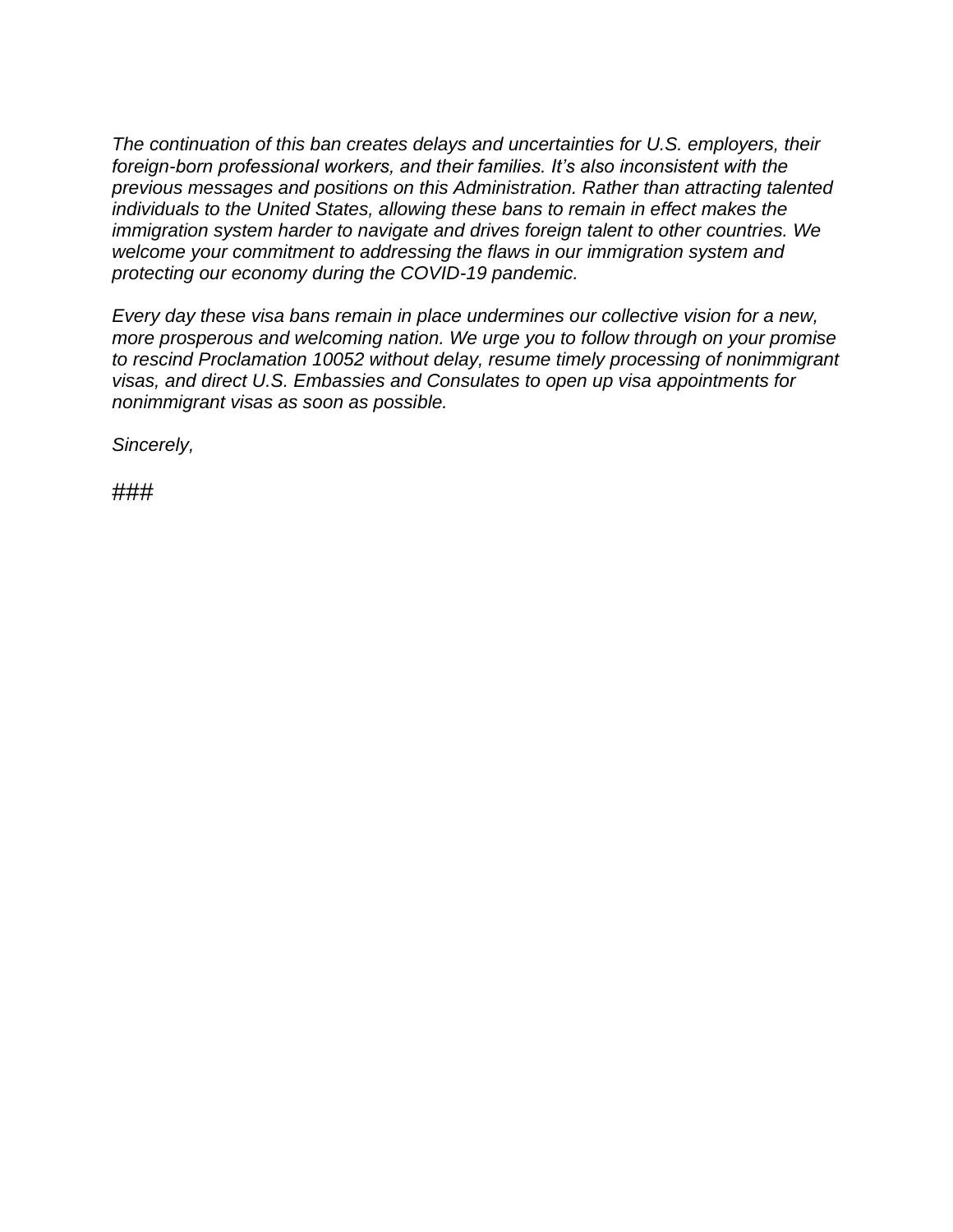*The continuation of this ban creates delays and uncertainties for U.S. employers, their foreign-born professional workers, and their families. It's also inconsistent with the previous messages and positions on this Administration. Rather than attracting talented individuals to the United States, allowing these bans to remain in effect makes the immigration system harder to navigate and drives foreign talent to other countries. We welcome your commitment to addressing the flaws in our immigration system and protecting our economy during the COVID-19 pandemic.*

*Every day these visa bans remain in place undermines our collective vision for a new, more prosperous and welcoming nation. We urge you to follow through on your promise to rescind Proclamation 10052 without delay, resume timely processing of nonimmigrant visas, and direct U.S. Embassies and Consulates to open up visa appointments for nonimmigrant visas as soon as possible.*

*Sincerely,*

*###*